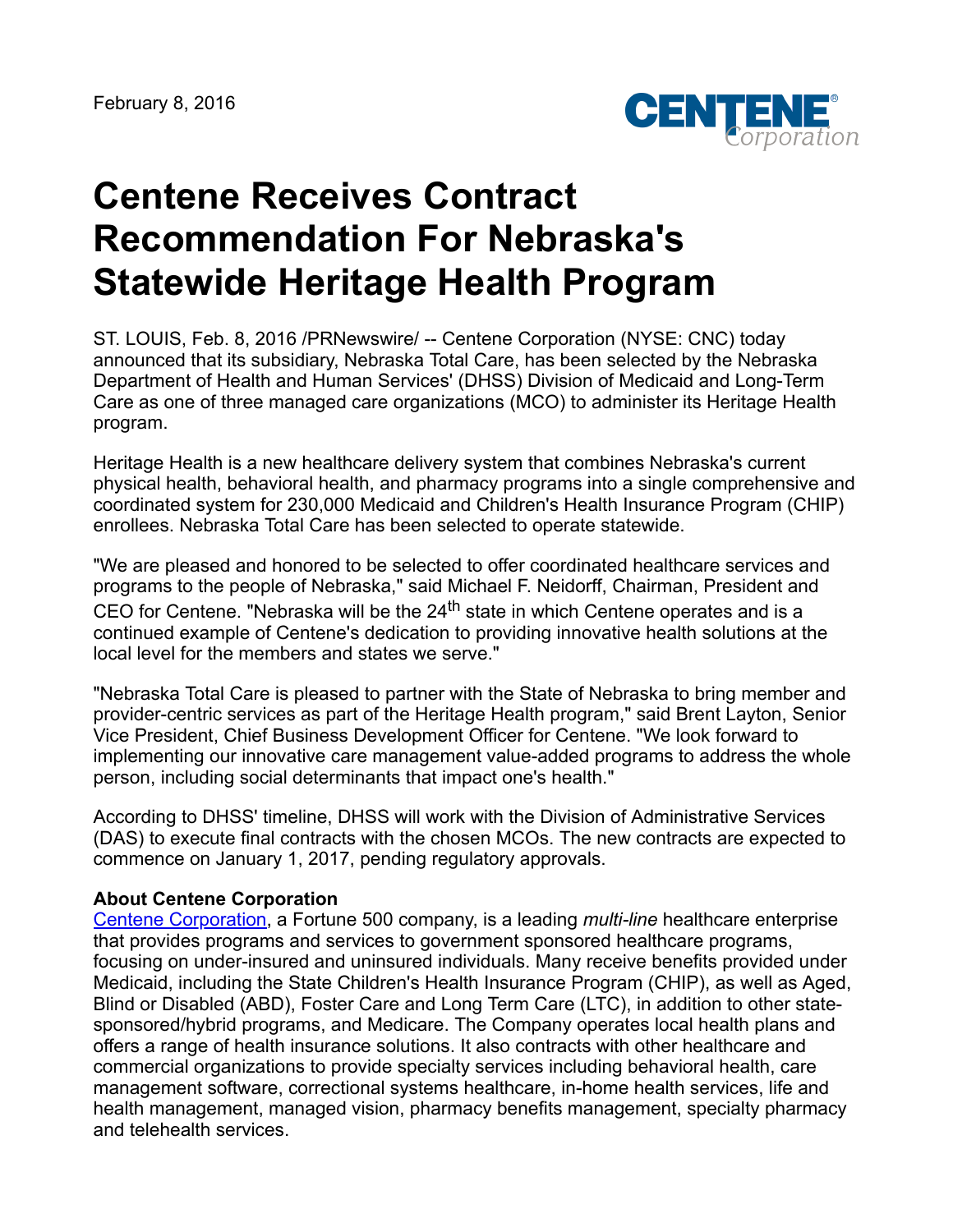February 8, 2016

# Centene Receives Contract Recommendation For Nebraska's Statewide Heritage Health Program

ST. LOUIS, Feb. 8, 2016 /PRNewswire/ -- Centene Corporation (NYSE: CNC) today announced that its subsidiary, Nebraska Total Care, has been selected by the Nebraska Department of Health and Human Services' (DHSS) Division of Medicaid and Long-Term Care as one of three managed care organizations (MCO) to administer its Heritage Health program.

Heritage Health is a new healthcare delivery system that combines Nebraska's current physical health, behavioral health, and pharmacy programs into a single comprehensive and coordinated system for 230,000 Medicaid and Children's Health Insurance Program (CHIP) enrollees. Nebraska Total Care has been selected to operate statewide.

"We are pleased and honored to be selected to offer coordinated healthcare services and programs to the people of Nebraska," said Michael F. Neidorff, Chairman, President and CEO for Centene. "Nebraska will be the 24th state in which Centene operates and is a continued example of Centene's dedication to providing innovative health solutions at the local level for the members and states we serve."

"Nebraska Total Care is pleased to partner with the State of Nebraska to bring member and provider-centric services as part of the Heritage Health program," said Brent Layton, Senior Vice President, Chief Business Development Officer for Centene. "We look forward to implementing our innovative care management value-added programs to address the whole person, including social determinants that impact one's health."

According to DHSS' timeline, DHSS will work with the Division of Administrative Services (DAS) to execute final contracts with the chosen MCOs. The new contracts are expected to commence on January 1, 2017, pending regulatory approvals.

**About Centene Corporation**

Centene Corporation, a Fortune 500 company, is a leading *multi-line* healthcare enterprise that provides programs and services to government sponsored healthcare programs, focusing on under-insured and uninsured individuals. Many receive benefits provided under Medicaid, including the State Children's Health Insurance Program (CHIP), as well as Aged, Blind or Disabled (ABD), Foster Care and Long Term Care (LTC), in addition to other state-sponsored/hybrid programs, and Medicare. The Company operates local health plans and offers a range of health insurance solutions. It also contracts with other healthcare and commercial organizations to provide specialty services including behavioral health, care management software, correctional systems healthcare, in-home health services, life and health management, managed vision, pharmacy benefits management, specialty pharmacy and telehealth services.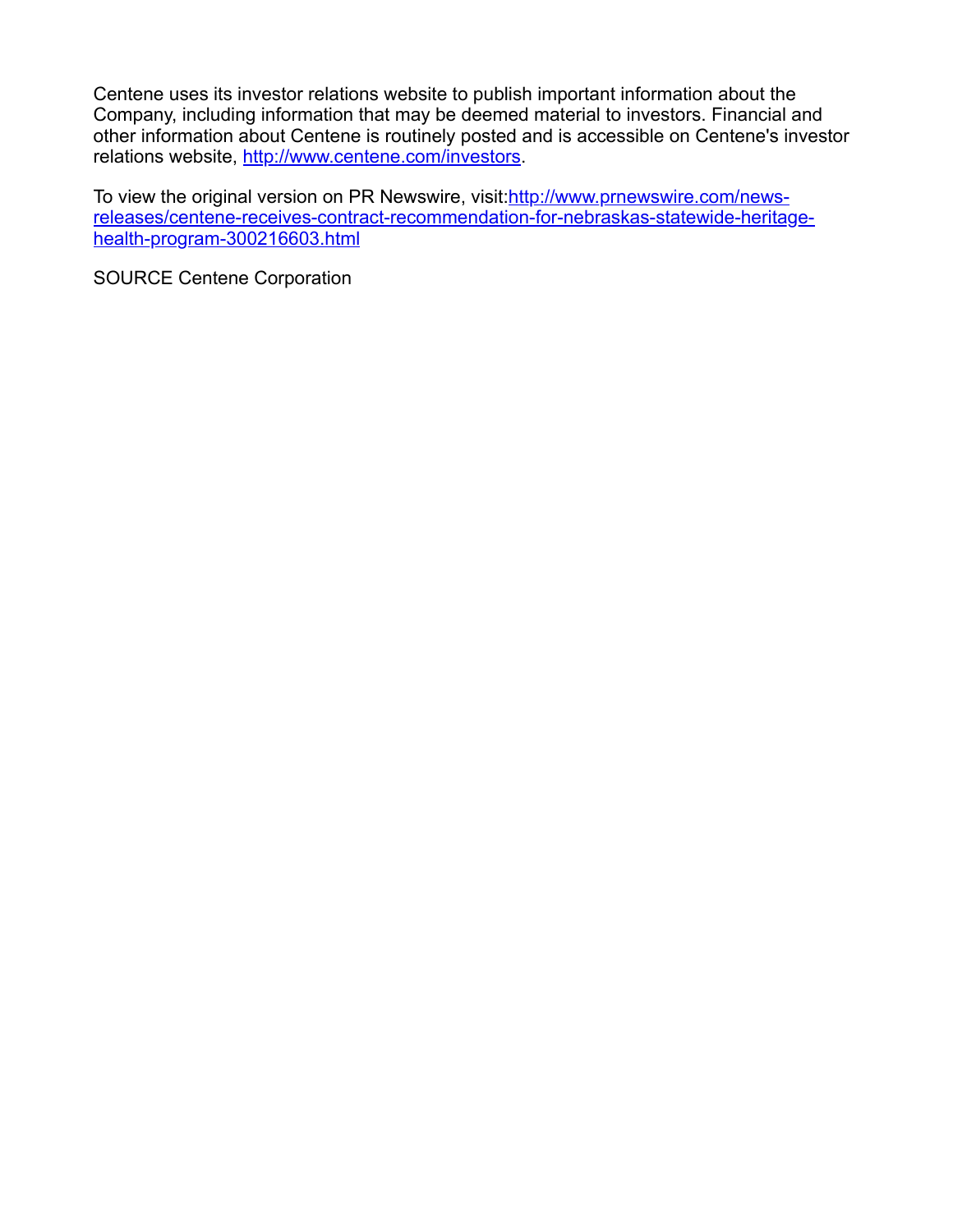Centene uses its investor relations website to publish important information about the Company, including information that may be deemed material to investors. Financial and other information about Centene is routinely posted and is accessible on Centene's investor relations website, http://www.centene.com/investors.

To view the original version on PR Newswire, visit:http://www.prnewswire.com/news-releases/centene-receives-contract-recommendation-for-nebraskas-statewide-heritage-health-program-300216603.html

SOURCE Centene Corporation